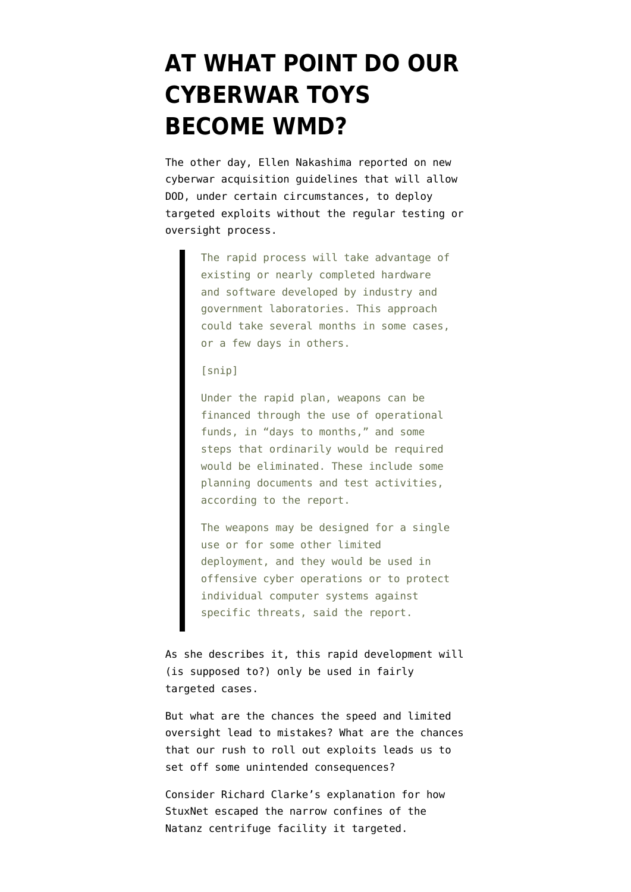# AT WHAT POINT DO OUR CYBERWAR TOYS BECOME WMD?

The other day, Ellen Nakashima reported on new cyberwar acquisition guidelines that will allow DOD, under certain circumstances, to deploy targeted exploits without the regular testing or oversight process.

> The rapid process will take advantage of existing or nearly completed hardware and software developed by industry and government laboratories. This approach could take several months in some cases, or a few days in others.
>
> [snip]
>
> Under the rapid plan, weapons can be financed through the use of operational funds, in "days to months," and some steps that ordinarily would be required would be eliminated. These include some planning documents and test activities, according to the report.
>
> The weapons may be designed for a single use or for some other limited deployment, and they would be used in offensive cyber operations or to protect individual computer systems against specific threats, said the report.

As she describes it, this rapid development will (is supposed to?) only be used in fairly targeted cases.

But what are the chances the speed and limited oversight lead to mistakes? What are the chances that our rush to roll out exploits leads us to set off some unintended consequences?

Consider Richard Clarke's explanation for how StuxNet escaped the narrow confines of the Natanz centrifuge facility it targeted.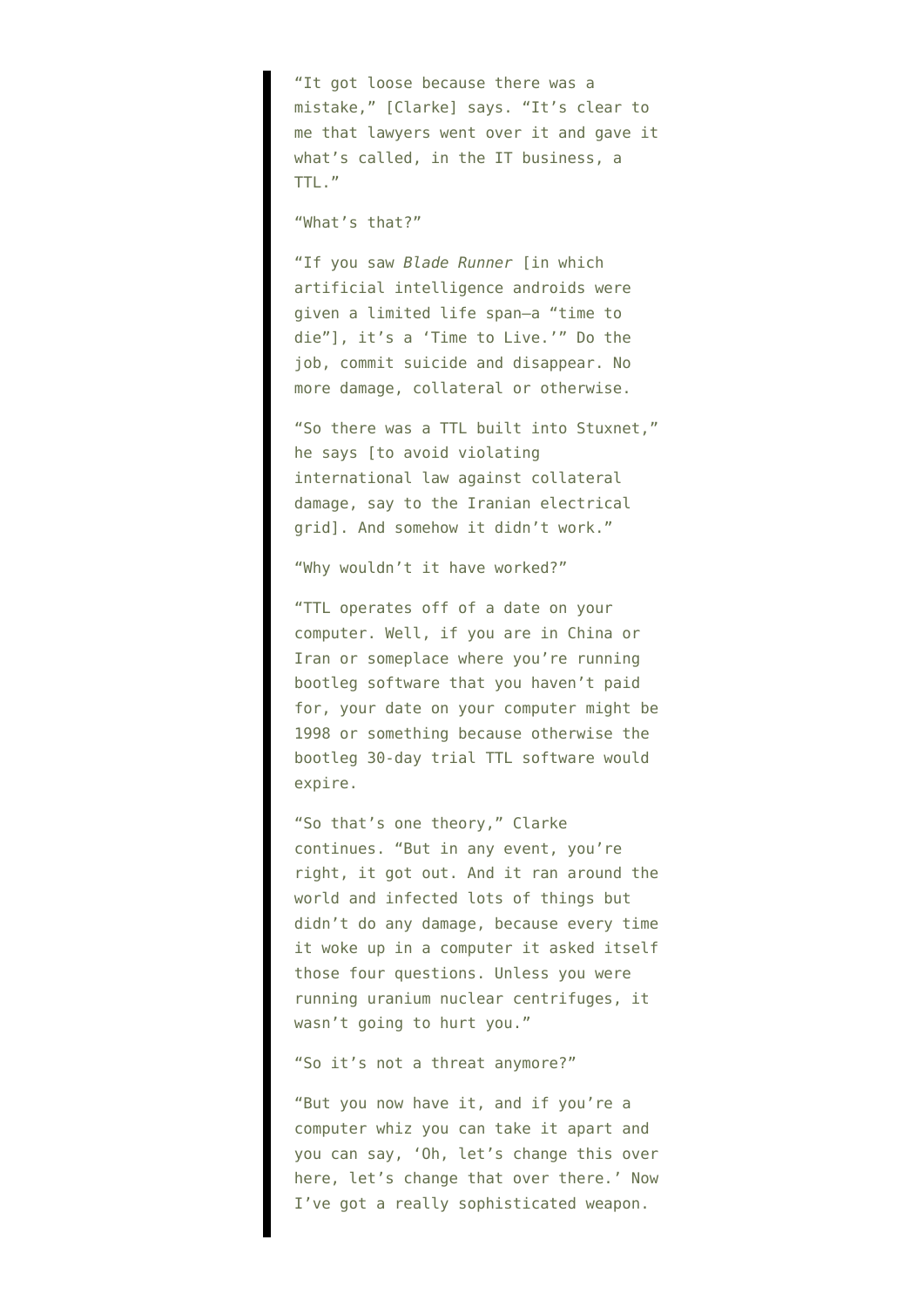"It got loose because there was a mistake," [Clarke] says. "It's clear to me that lawyers went over it and gave it what's called, in the IT business, a TTL."

"What's that?"

"If you saw *Blade Runner* [in which artificial intelligence androids were given a limited life span—a "time to die"], it's a 'Time to Live.'" Do the job, commit suicide and disappear. No more damage, collateral or otherwise.

"So there was a TTL built into Stuxnet," he says [to avoid violating international law against collateral damage, say to the Iranian electrical grid]. And somehow it didn't work."

"Why wouldn't it have worked?"

"TTL operates off of a date on your computer. Well, if you are in China or Iran or someplace where you're running bootleg software that you haven't paid for, your date on your computer might be 1998 or something because otherwise the bootleg 30-day trial TTL software would expire.

"So that's one theory," Clarke continues. "But in any event, you're right, it got out. And it ran around the world and infected lots of things but didn't do any damage, because every time it woke up in a computer it asked itself those four questions. Unless you were running uranium nuclear centrifuges, it wasn't going to hurt you."

"So it's not a threat anymore?"

"But you now have it, and if you're a computer whiz you can take it apart and you can say, 'Oh, let's change this over here, let's change that over there.' Now I've got a really sophisticated weapon.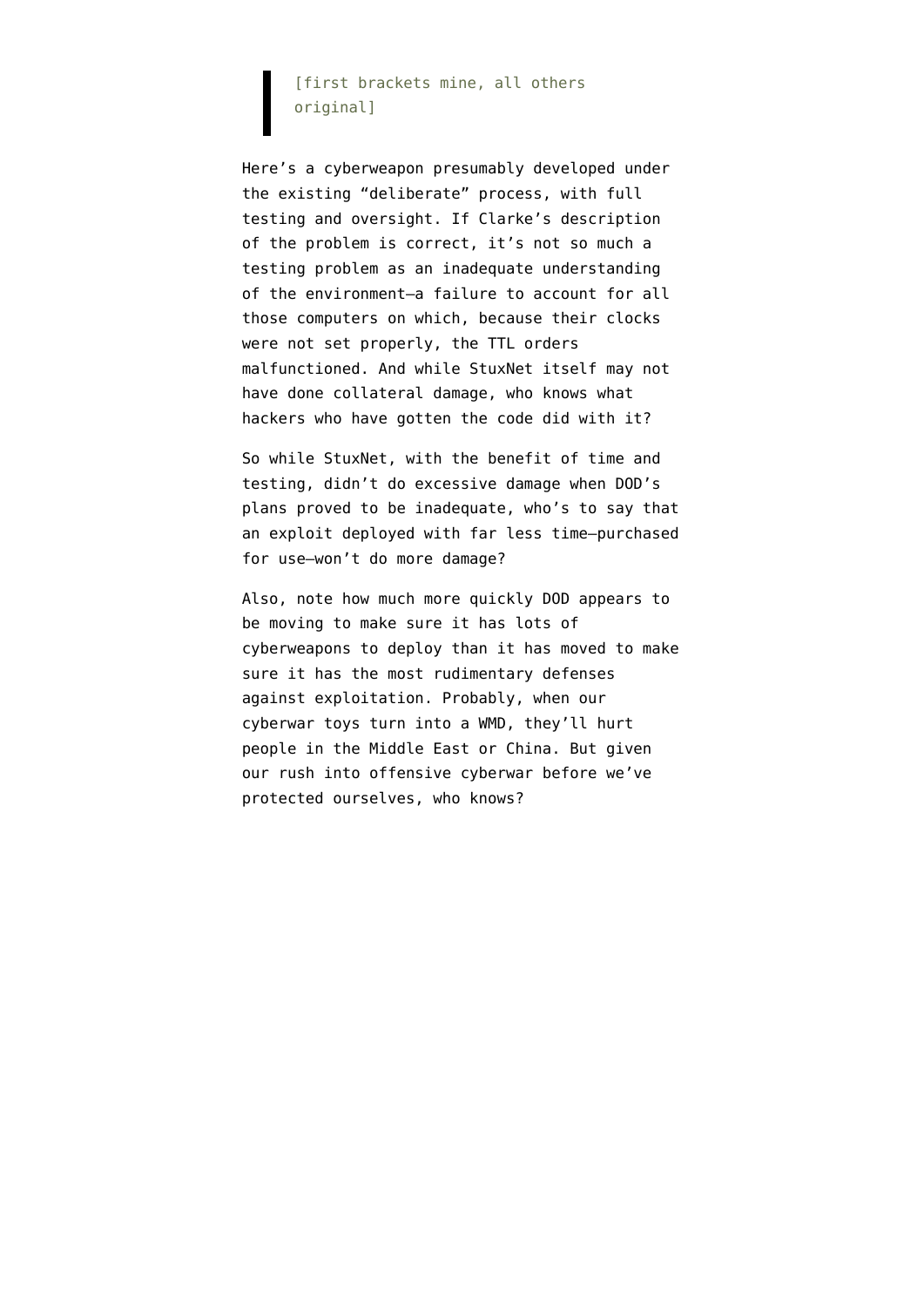> [first brackets mine, all others original]

Here's a cyberweapon presumably developed under the existing "deliberate" process, with full testing and oversight. If Clarke's description of the problem is correct, it's not so much a testing problem as an inadequate understanding of the environment–a failure to account for all those computers on which, because their clocks were not set properly, the TTL orders malfunctioned. And while StuxNet itself may not have done collateral damage, who knows what hackers who have gotten the code did with it?

So while StuxNet, with the benefit of time and testing, didn't do excessive damage when DOD's plans proved to be inadequate, who's to say that an exploit deployed with far less time–purchased for use–won't do more damage?

Also, note how much more quickly DOD appears to be moving to make sure it has lots of cyberweapons to deploy than it has moved to make sure it has the most rudimentary defenses against exploitation. Probably, when our cyberwar toys turn into a WMD, they'll hurt people in the Middle East or China. But given our rush into offensive cyberwar before we've protected ourselves, who knows?